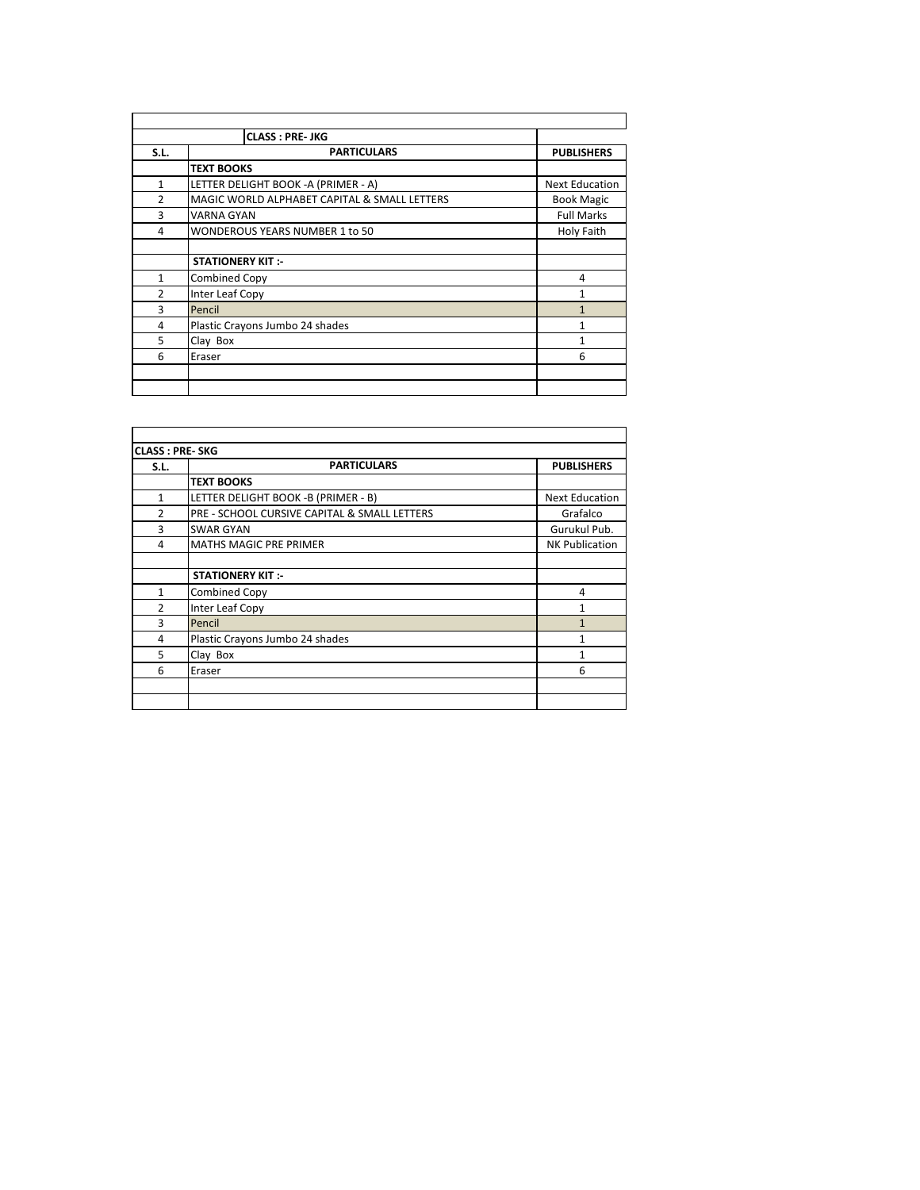| CLASS : PRE- JKG | | |
|---|---|---|
| **S.L.** | **PARTICULARS** | **PUBLISHERS** |
| | **TEXT BOOKS** | |
| 1 | LETTER DELIGHT BOOK -A (PRIMER - A) | Next Education |
| 2 | MAGIC WORLD ALPHABET CAPITAL & SMALL LETTERS | Book Magic |
| 3 | VARNA GYAN | Full Marks |
| 4 | WONDEROUS YEARS NUMBER 1 to 50 | Holy Faith |
| | | |
| | **STATIONERY KIT :-** | |
| 1 | Combined Copy | 4 |
| 2 | Inter Leaf Copy | 1 |
| 3 | Pencil | 1 |
| 4 | Plastic Crayons Jumbo 24 shades | 1 |
| 5 | Clay Box | 1 |
| 6 | Eraser | 6 |

| CLASS : PRE- SKG | | |
|---|---|---|
| **S.L.** | **PARTICULARS** | **PUBLISHERS** |
| | **TEXT BOOKS** | |
| 1 | LETTER DELIGHT BOOK -B (PRIMER - B) | Next Education |
| 2 | PRE - SCHOOL CURSIVE CAPITAL & SMALL LETTERS | Grafalco |
| 3 | SWAR GYAN | Gurukul Pub. |
| 4 | MATHS MAGIC PRE PRIMER | NK Publication |
| | | |
| | **STATIONERY KIT :-** | |
| 1 | Combined Copy | 4 |
| 2 | Inter Leaf Copy | 1 |
| 3 | Pencil | 1 |
| 4 | Plastic Crayons Jumbo 24 shades | 1 |
| 5 | Clay Box | 1 |
| 6 | Eraser | 6 |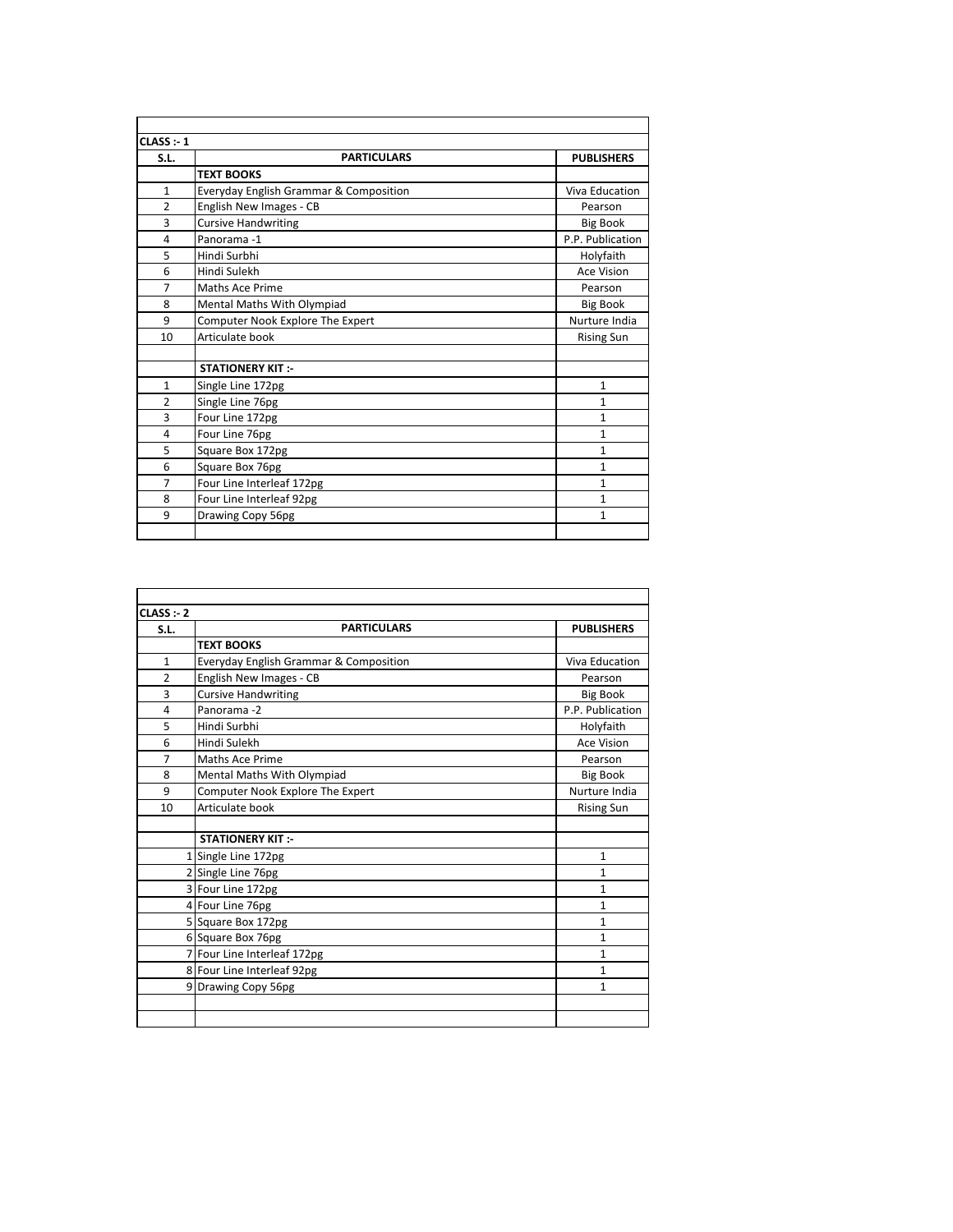| CLASS :- 1 | | |
|---|---|---|
| **S.L.** | **PARTICULARS** | **PUBLISHERS** |
| | **TEXT BOOKS** | |
| 1 | Everyday English Grammar & Composition | Viva Education |
| 2 | English New Images - CB | Pearson |
| 3 | Cursive Handwriting | Big Book |
| 4 | Panorama -1 | P.P. Publication |
| 5 | Hindi Surbhi | Holyfaith |
| 6 | Hindi Sulekh | Ace Vision |
| 7 | Maths Ace Prime | Pearson |
| 8 | Mental Maths With Olympiad | Big Book |
| 9 | Computer Nook Explore The Expert | Nurture India |
| 10 | Articulate book | Rising Sun |
| | | |
| | **STATIONERY KIT :-** | |
| 1 | Single Line 172pg | 1 |
| 2 | Single Line 76pg | 1 |
| 3 | Four Line 172pg | 1 |
| 4 | Four Line 76pg | 1 |
| 5 | Square Box 172pg | 1 |
| 6 | Square Box 76pg | 1 |
| 7 | Four Line Interleaf 172pg | 1 |
| 8 | Four Line Interleaf 92pg | 1 |
| 9 | Drawing Copy 56pg | 1 |

| CLASS :- 2 | | |
|---|---|---|
| **S.L.** | **PARTICULARS** | **PUBLISHERS** |
| | **TEXT BOOKS** | |
| 1 | Everyday English Grammar & Composition | Viva Education |
| 2 | English New Images - CB | Pearson |
| 3 | Cursive Handwriting | Big Book |
| 4 | Panorama -2 | P.P. Publication |
| 5 | Hindi Surbhi | Holyfaith |
| 6 | Hindi Sulekh | Ace Vision |
| 7 | Maths Ace Prime | Pearson |
| 8 | Mental Maths With Olympiad | Big Book |
| 9 | Computer Nook Explore The Expert | Nurture India |
| 10 | Articulate book | Rising Sun |
| | | |
| | **STATIONERY KIT :-** | |
| 1 | Single Line 172pg | 1 |
| 2 | Single Line 76pg | 1 |
| 3 | Four Line 172pg | 1 |
| 4 | Four Line 76pg | 1 |
| 5 | Square Box 172pg | 1 |
| 6 | Square Box 76pg | 1 |
| 7 | Four Line Interleaf 172pg | 1 |
| 8 | Four Line Interleaf 92pg | 1 |
| 9 | Drawing Copy 56pg | 1 |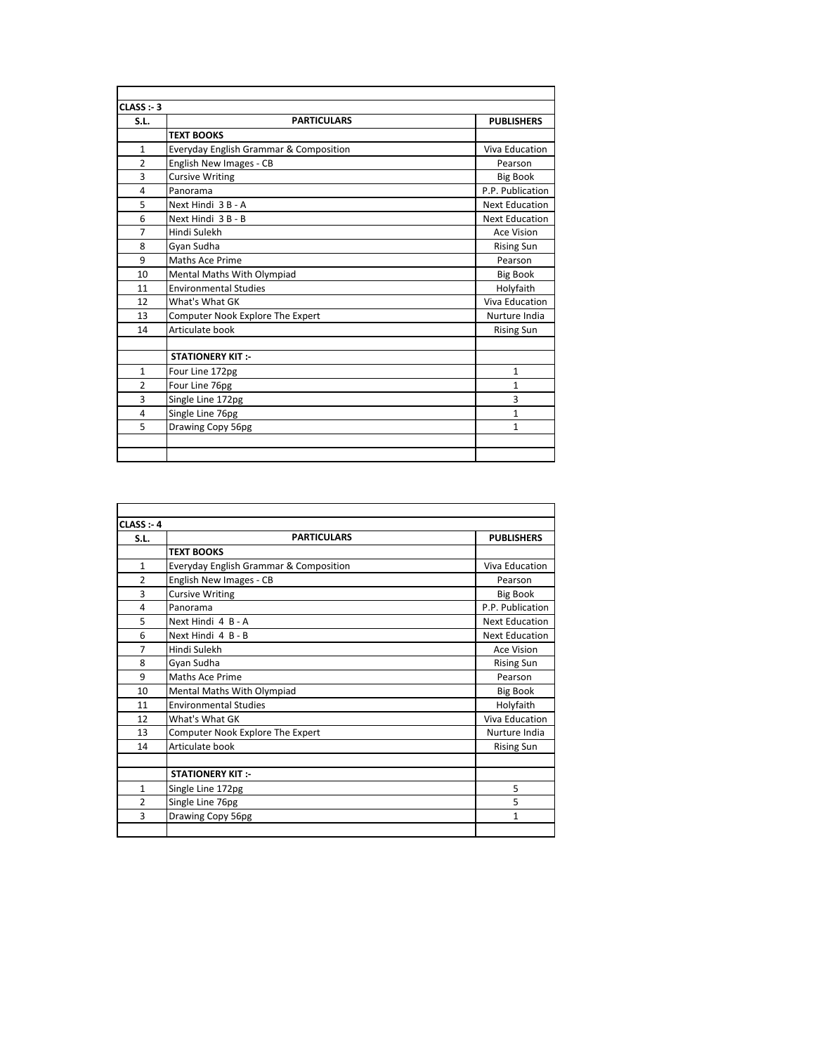**CLASS :- 3**

| S.L. | PARTICULARS | PUBLISHERS |
|---|---|---|
| | **TEXT BOOKS** | |
| 1 | Everyday English Grammar & Composition | Viva Education |
| 2 | English New Images - CB | Pearson |
| 3 | Cursive Writing | Big Book |
| 4 | Panorama | P.P. Publication |
| 5 | Next Hindi 3 B - A | Next Education |
| 6 | Next Hindi 3 B - B | Next Education |
| 7 | Hindi Sulekh | Ace Vision |
| 8 | Gyan Sudha | Rising Sun |
| 9 | Maths Ace Prime | Pearson |
| 10 | Mental Maths With Olympiad | Big Book |
| 11 | Environmental Studies | Holyfaith |
| 12 | What's What GK | Viva Education |
| 13 | Computer Nook Explore The Expert | Nurture India |
| 14 | Articulate book | Rising Sun |
| | | |
| | **STATIONERY KIT :-** | |
| 1 | Four Line 172pg | 1 |
| 2 | Four Line 76pg | 1 |
| 3 | Single Line 172pg | 3 |
| 4 | Single Line 76pg | 1 |
| 5 | Drawing Copy 56pg | 1 |

**CLASS :- 4**

| S.L. | PARTICULARS | PUBLISHERS |
|---|---|---|
| | **TEXT BOOKS** | |
| 1 | Everyday English Grammar & Composition | Viva Education |
| 2 | English New Images - CB | Pearson |
| 3 | Cursive Writing | Big Book |
| 4 | Panorama | P.P. Publication |
| 5 | Next Hindi 4 B - A | Next Education |
| 6 | Next Hindi 4 B - B | Next Education |
| 7 | Hindi Sulekh | Ace Vision |
| 8 | Gyan Sudha | Rising Sun |
| 9 | Maths Ace Prime | Pearson |
| 10 | Mental Maths With Olympiad | Big Book |
| 11 | Environmental Studies | Holyfaith |
| 12 | What's What GK | Viva Education |
| 13 | Computer Nook Explore The Expert | Nurture India |
| 14 | Articulate book | Rising Sun |
| | | |
| | **STATIONERY KIT :-** | |
| 1 | Single Line 172pg | 5 |
| 2 | Single Line 76pg | 5 |
| 3 | Drawing Copy 56pg | 1 |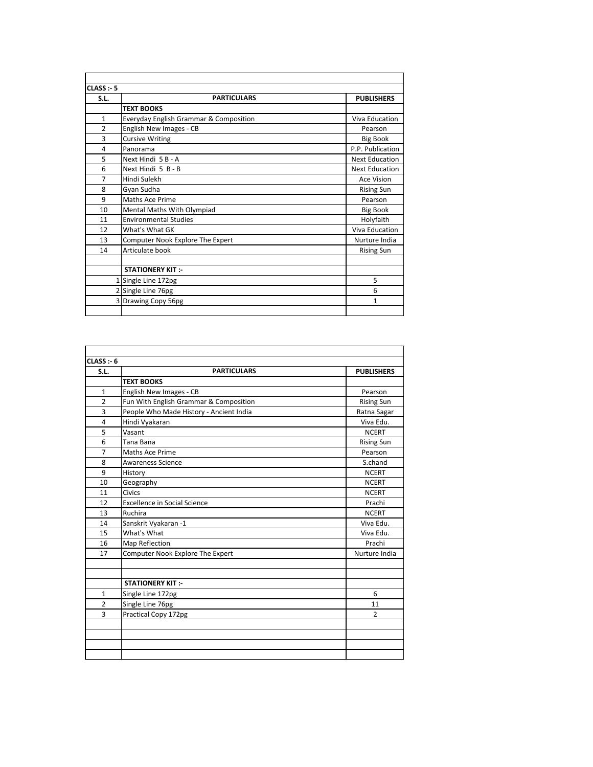| CLASS :- 5 | | |
|---|---|---|
| **S.L.** | **PARTICULARS** | **PUBLISHERS** |
| | **TEXT BOOKS** | |
| 1 | Everyday English Grammar & Composition | Viva Education |
| 2 | English New Images - CB | Pearson |
| 3 | Cursive Writing | Big Book |
| 4 | Panorama | P.P. Publication |
| 5 | Next Hindi 5 B - A | Next Education |
| 6 | Next Hindi 5 B - B | Next Education |
| 7 | Hindi Sulekh | Ace Vision |
| 8 | Gyan Sudha | Rising Sun |
| 9 | Maths Ace Prime | Pearson |
| 10 | Mental Maths With Olympiad | Big Book |
| 11 | Environmental Studies | Holyfaith |
| 12 | What's What GK | Viva Education |
| 13 | Computer Nook Explore The Expert | Nurture India |
| 14 | Articulate book | Rising Sun |
| | | |
| | **STATIONERY KIT :-** | |
| 1 | Single Line 172pg | 5 |
| 2 | Single Line 76pg | 6 |
| 3 | Drawing Copy 56pg | 1 |
| | | |

| CLASS :- 6 | | |
|---|---|---|
| **S.L.** | **PARTICULARS** | **PUBLISHERS** |
| | **TEXT BOOKS** | |
| 1 | English New Images - CB | Pearson |
| 2 | Fun With English Grammar & Composition | Rising Sun |
| 3 | People Who Made History - Ancient India | Ratna Sagar |
| 4 | Hindi Vyakaran | Viva Edu. |
| 5 | Vasant | NCERT |
| 6 | Tana Bana | Rising Sun |
| 7 | Maths Ace Prime | Pearson |
| 8 | Awareness Science | S.chand |
| 9 | History | NCERT |
| 10 | Geography | NCERT |
| 11 | Civics | NCERT |
| 12 | Excellence in Social Science | Prachi |
| 13 | Ruchira | NCERT |
| 14 | Sanskrit Vyakaran -1 | Viva Edu. |
| 15 | What's What | Viva Edu. |
| 16 | Map Reflection | Prachi |
| 17 | Computer Nook Explore The Expert | Nurture India |
| | | |
| | | |
| | **STATIONERY KIT :-** | |
| 1 | Single Line 172pg | 6 |
| 2 | Single Line 76pg | 11 |
| 3 | Practical Copy 172pg | 2 |
| | | |
| | | |
| | | |
| | | |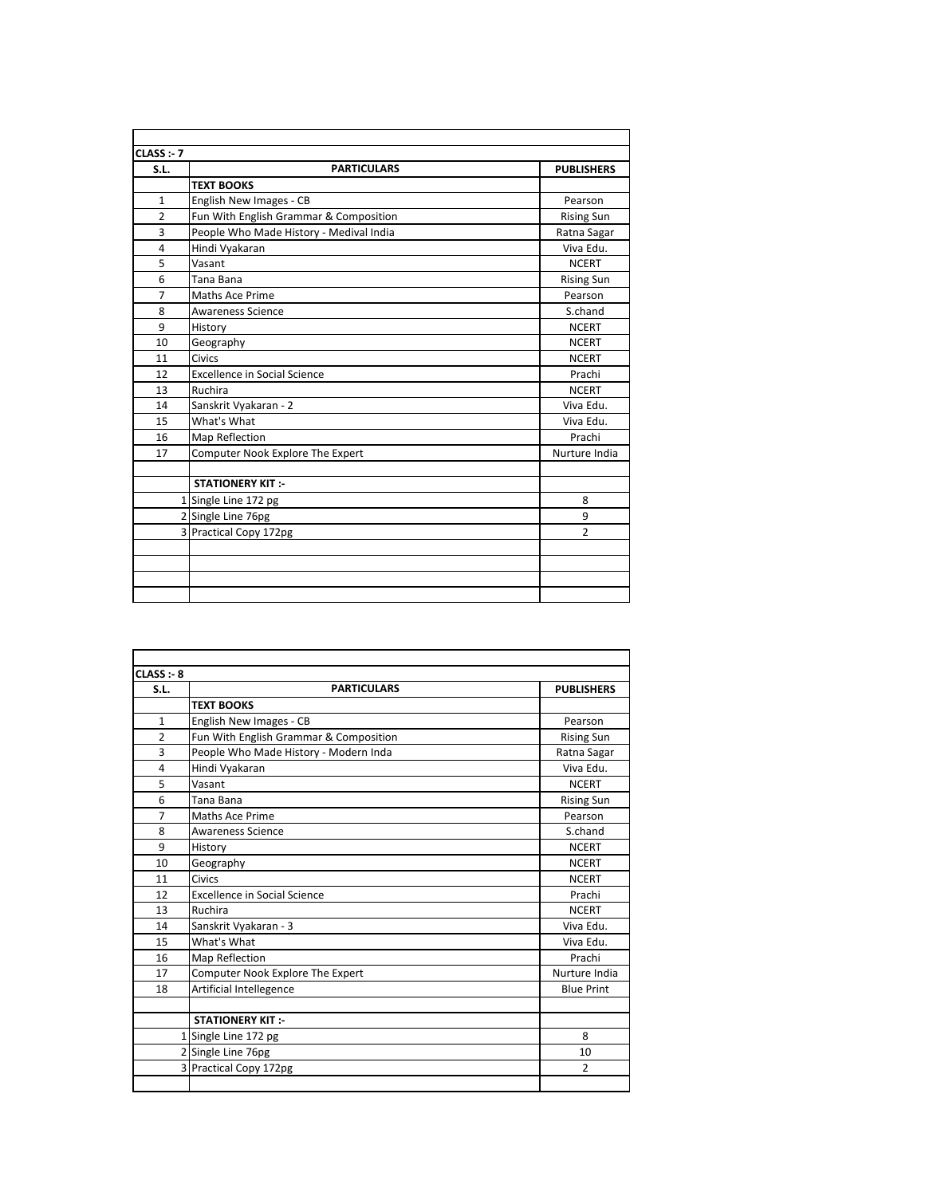| **CLASS :- 7** | | |
|---|---|---|
| **S.L.** | **PARTICULARS** | **PUBLISHERS** |
| | **TEXT BOOKS** | |
| 1 | English New Images - CB | Pearson |
| 2 | Fun With English Grammar & Composition | Rising Sun |
| 3 | People Who Made History - Medival India | Ratna Sagar |
| 4 | Hindi Vyakaran | Viva Edu. |
| 5 | Vasant | NCERT |
| 6 | Tana Bana | Rising Sun |
| 7 | Maths Ace Prime | Pearson |
| 8 | Awareness Science | S.chand |
| 9 | History | NCERT |
| 10 | Geography | NCERT |
| 11 | Civics | NCERT |
| 12 | Excellence in Social Science | Prachi |
| 13 | Ruchira | NCERT |
| 14 | Sanskrit Vyakaran - 2 | Viva Edu. |
| 15 | What's What | Viva Edu. |
| 16 | Map Reflection | Prachi |
| 17 | Computer Nook Explore The Expert | Nurture India |
| | | |
| | **STATIONERY KIT :-** | |
| 1 | Single Line 172 pg | 8 |
| 2 | Single Line 76pg | 9 |
| 3 | Practical Copy 172pg | 2 |

| **CLASS :- 8** | | |
|---|---|---|
| **S.L.** | **PARTICULARS** | **PUBLISHERS** |
| | **TEXT BOOKS** | |
| 1 | English New Images - CB | Pearson |
| 2 | Fun With English Grammar & Composition | Rising Sun |
| 3 | People Who Made History - Modern Inda | Ratna Sagar |
| 4 | Hindi Vyakaran | Viva Edu. |
| 5 | Vasant | NCERT |
| 6 | Tana Bana | Rising Sun |
| 7 | Maths Ace Prime | Pearson |
| 8 | Awareness Science | S.chand |
| 9 | History | NCERT |
| 10 | Geography | NCERT |
| 11 | Civics | NCERT |
| 12 | Excellence in Social Science | Prachi |
| 13 | Ruchira | NCERT |
| 14 | Sanskrit Vyakaran - 3 | Viva Edu. |
| 15 | What's What | Viva Edu. |
| 16 | Map Reflection | Prachi |
| 17 | Computer Nook Explore The Expert | Nurture India |
| 18 | Artificial Intellegence | Blue Print |
| | | |
| | **STATIONERY KIT :-** | |
| 1 | Single Line 172 pg | 8 |
| 2 | Single Line 76pg | 10 |
| 3 | Practical Copy 172pg | 2 |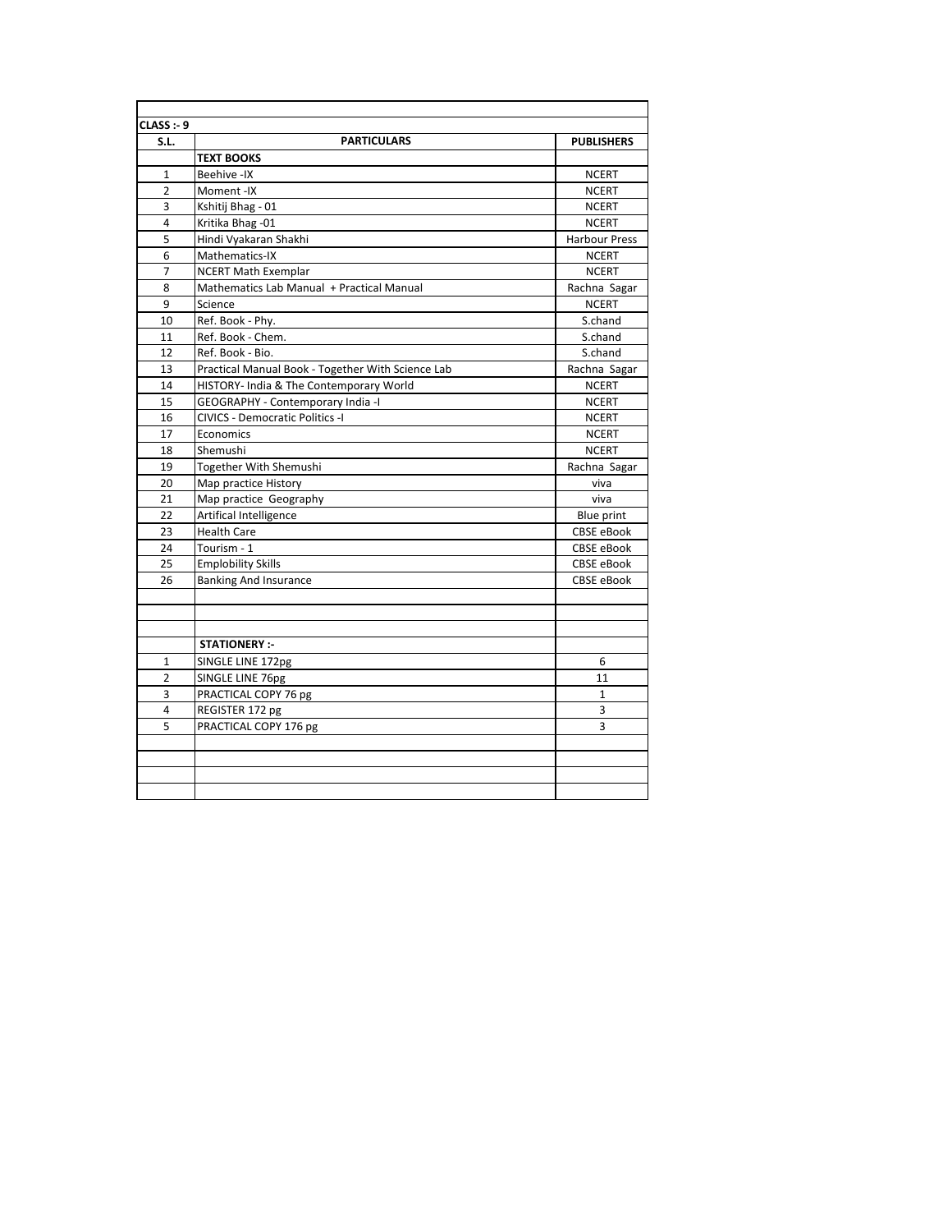**CLASS :- 9**

| S.L. | PARTICULARS | PUBLISHERS |
|---|---|---|
| | **TEXT BOOKS** | |
| 1 | Beehive -IX | NCERT |
| 2 | Moment -IX | NCERT |
| 3 | Kshitij Bhag - 01 | NCERT |
| 4 | Kritika Bhag -01 | NCERT |
| 5 | Hindi Vyakaran Shakhi | Harbour Press |
| 6 | Mathematics-IX | NCERT |
| 7 | NCERT Math Exemplar | NCERT |
| 8 | Mathematics Lab Manual + Practical Manual | Rachna Sagar |
| 9 | Science | NCERT |
| 10 | Ref. Book - Phy. | S.chand |
| 11 | Ref. Book - Chem. | S.chand |
| 12 | Ref. Book - Bio. | S.chand |
| 13 | Practical Manual Book - Together With Science Lab | Rachna Sagar |
| 14 | HISTORY- India & The Contemporary World | NCERT |
| 15 | GEOGRAPHY - Contemporary India -I | NCERT |
| 16 | CIVICS - Democratic Politics -I | NCERT |
| 17 | Economics | NCERT |
| 18 | Shemushi | NCERT |
| 19 | Together With Shemushi | Rachna Sagar |
| 20 | Map practice History | viva |
| 21 | Map practice Geography | viva |
| 22 | Artifical Intelligence | Blue print |
| 23 | Health Care | CBSE eBook |
| 24 | Tourism - 1 | CBSE eBook |
| 25 | Emplobility Skills | CBSE eBook |
| 26 | Banking And Insurance | CBSE eBook |
| | | |
| | | |
| | | |
| | **STATIONERY :-** | |
| 1 | SINGLE LINE 172pg | 6 |
| 2 | SINGLE LINE 76pg | 11 |
| 3 | PRACTICAL COPY 76 pg | 1 |
| 4 | REGISTER 172 pg | 3 |
| 5 | PRACTICAL COPY 176 pg | 3 |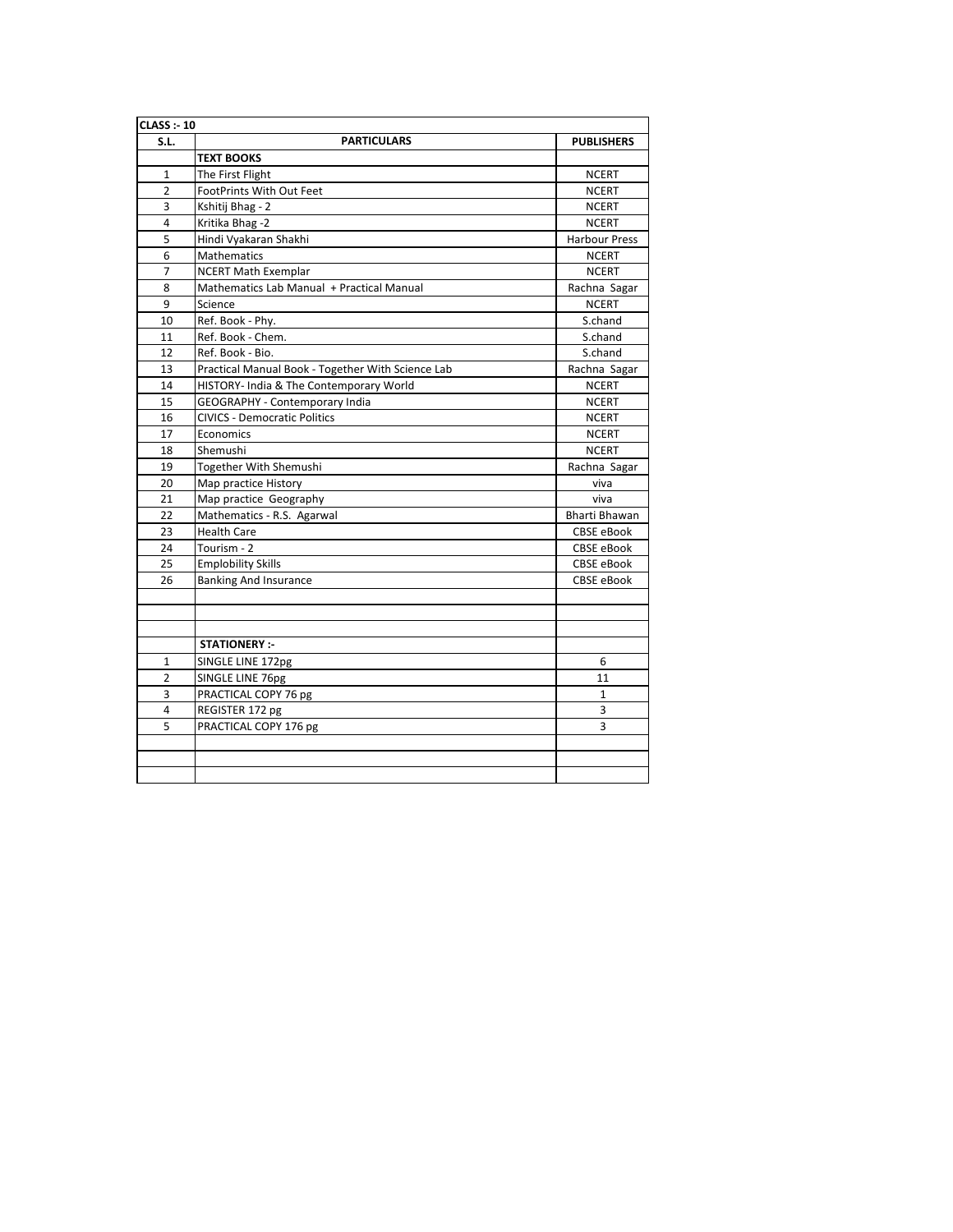| CLASS :- 10 | | |
|---|---|---|
| **S.L.** | **PARTICULARS** | **PUBLISHERS** |
| | **TEXT BOOKS** | |
| 1 | The First Flight | NCERT |
| 2 | FootPrints With Out Feet | NCERT |
| 3 | Kshitij Bhag - 2 | NCERT |
| 4 | Kritika Bhag -2 | NCERT |
| 5 | Hindi Vyakaran Shakhi | Harbour Press |
| 6 | Mathematics | NCERT |
| 7 | NCERT Math Exemplar | NCERT |
| 8 | Mathematics Lab Manual + Practical Manual | Rachna Sagar |
| 9 | Science | NCERT |
| 10 | Ref. Book - Phy. | S.chand |
| 11 | Ref. Book - Chem. | S.chand |
| 12 | Ref. Book - Bio. | S.chand |
| 13 | Practical Manual Book - Together With Science Lab | Rachna Sagar |
| 14 | HISTORY- India & The Contemporary World | NCERT |
| 15 | GEOGRAPHY - Contemporary India | NCERT |
| 16 | CIVICS - Democratic Politics | NCERT |
| 17 | Economics | NCERT |
| 18 | Shemushi | NCERT |
| 19 | Together With Shemushi | Rachna Sagar |
| 20 | Map practice History | viva |
| 21 | Map practice Geography | viva |
| 22 | Mathematics - R.S. Agarwal | Bharti Bhawan |
| 23 | Health Care | CBSE eBook |
| 24 | Tourism - 2 | CBSE eBook |
| 25 | Emplobility Skills | CBSE eBook |
| 26 | Banking And Insurance | CBSE eBook |
| | | |
| | | |
| | | |
| | **STATIONERY :-** | |
| 1 | SINGLE LINE 172pg | 6 |
| 2 | SINGLE LINE 76pg | 11 |
| 3 | PRACTICAL COPY 76 pg | 1 |
| 4 | REGISTER 172 pg | 3 |
| 5 | PRACTICAL COPY 176 pg | 3 |
| | | |
| | | |
| | | |